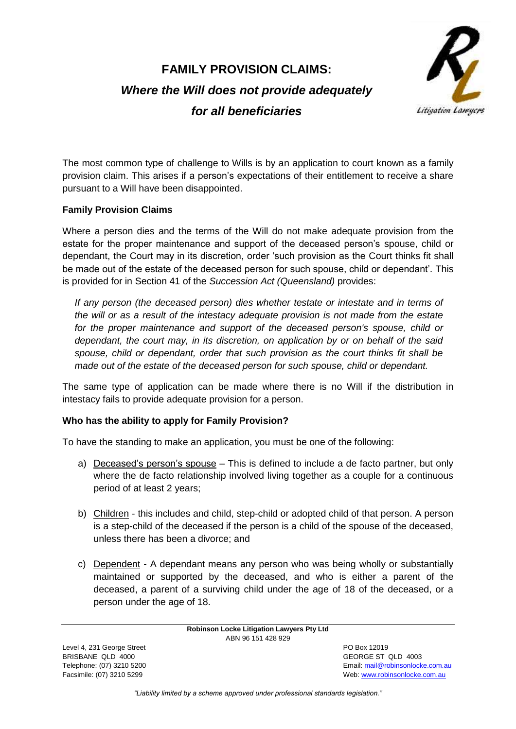# FAMILY PROVISION CLAIMS:

## *Where the Will does not provide adequately for all beneficiaries*

The most common type of challenge to Wills is by an application to court known as a family provision claim. This arises if a person's expectations of their entitlement to receive a share pursuant to a Will have been disappointed.

**Family Provision Claims**

Where a person dies and the terms of the Will do not make adequate provision from the estate for the proper maintenance and support of the deceased person's spouse, child or dependant, the Court may in its discretion, order 'such provision as the Court thinks fit shall be made out of the estate of the deceased person for such spouse, child or dependant'. This is provided for in Section 41 of the *Succession Act (Queensland)* provides:

> *If any person (the deceased person) dies whether testate or intestate and in terms of the will or as a result of the intestacy adequate provision is not made from the estate for the proper maintenance and support of the deceased person's spouse, child or dependant, the court may, in its discretion, on application by or on behalf of the said spouse, child or dependant, order that such provision as the court thinks fit shall be made out of the estate of the deceased person for such spouse, child or dependant.*

The same type of application can be made where there is no Will if the distribution in intestacy fails to provide adequate provision for a person.

**Who has the ability to apply for Family Provision?**

To have the standing to make an application, you must be one of the following:

a) Deceased's person's spouse – This is defined to include a de facto partner, but only where the de facto relationship involved living together as a couple for a continuous period of at least 2 years;

b) Children - this includes and child, step-child or adopted child of that person. A person is a step-child of the deceased if the person is a child of the spouse of the deceased, unless there has been a divorce; and

c) Dependent - A dependant means any person who was being wholly or substantially maintained or supported by the deceased, and who is either a parent of the deceased, a parent of a surviving child under the age of 18 of the deceased, or a person under the age of 18.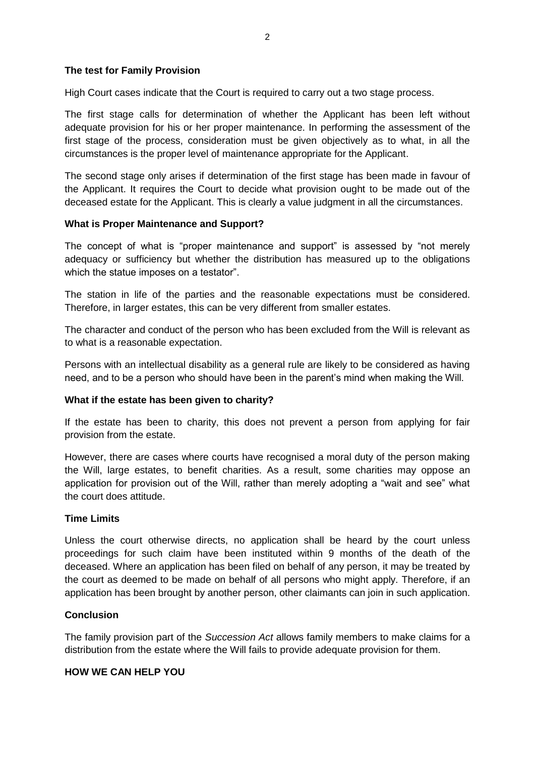**The test for Family Provision**

High Court cases indicate that the Court is required to carry out a two stage process.

The first stage calls for determination of whether the Applicant has been left without adequate provision for his or her proper maintenance. In performing the assessment of the first stage of the process, consideration must be given objectively as to what, in all the circumstances is the proper level of maintenance appropriate for the Applicant.

The second stage only arises if determination of the first stage has been made in favour of the Applicant. It requires the Court to decide what provision ought to be made out of the deceased estate for the Applicant. This is clearly a value judgment in all the circumstances.

**What is Proper Maintenance and Support?**

The concept of what is "proper maintenance and support" is assessed by "not merely adequacy or sufficiency but whether the distribution has measured up to the obligations which the statue imposes on a testator".

The station in life of the parties and the reasonable expectations must be considered. Therefore, in larger estates, this can be very different from smaller estates.

The character and conduct of the person who has been excluded from the Will is relevant as to what is a reasonable expectation.

Persons with an intellectual disability as a general rule are likely to be considered as having need, and to be a person who should have been in the parent's mind when making the Will.

**What if the estate has been given to charity?**

If the estate has been to charity, this does not prevent a person from applying for fair provision from the estate.

However, there are cases where courts have recognised a moral duty of the person making the Will, large estates, to benefit charities. As a result, some charities may oppose an application for provision out of the Will, rather than merely adopting a "wait and see" what the court does attitude.

**Time Limits**

Unless the court otherwise directs, no application shall be heard by the court unless proceedings for such claim have been instituted within 9 months of the death of the deceased. Where an application has been filed on behalf of any person, it may be treated by the court as deemed to be made on behalf of all persons who might apply. Therefore, if an application has been brought by another person, other claimants can join in such application.

**Conclusion**

The family provision part of the *Succession Act* allows family members to make claims for a distribution from the estate where the Will fails to provide adequate provision for them.

**HOW WE CAN HELP YOU**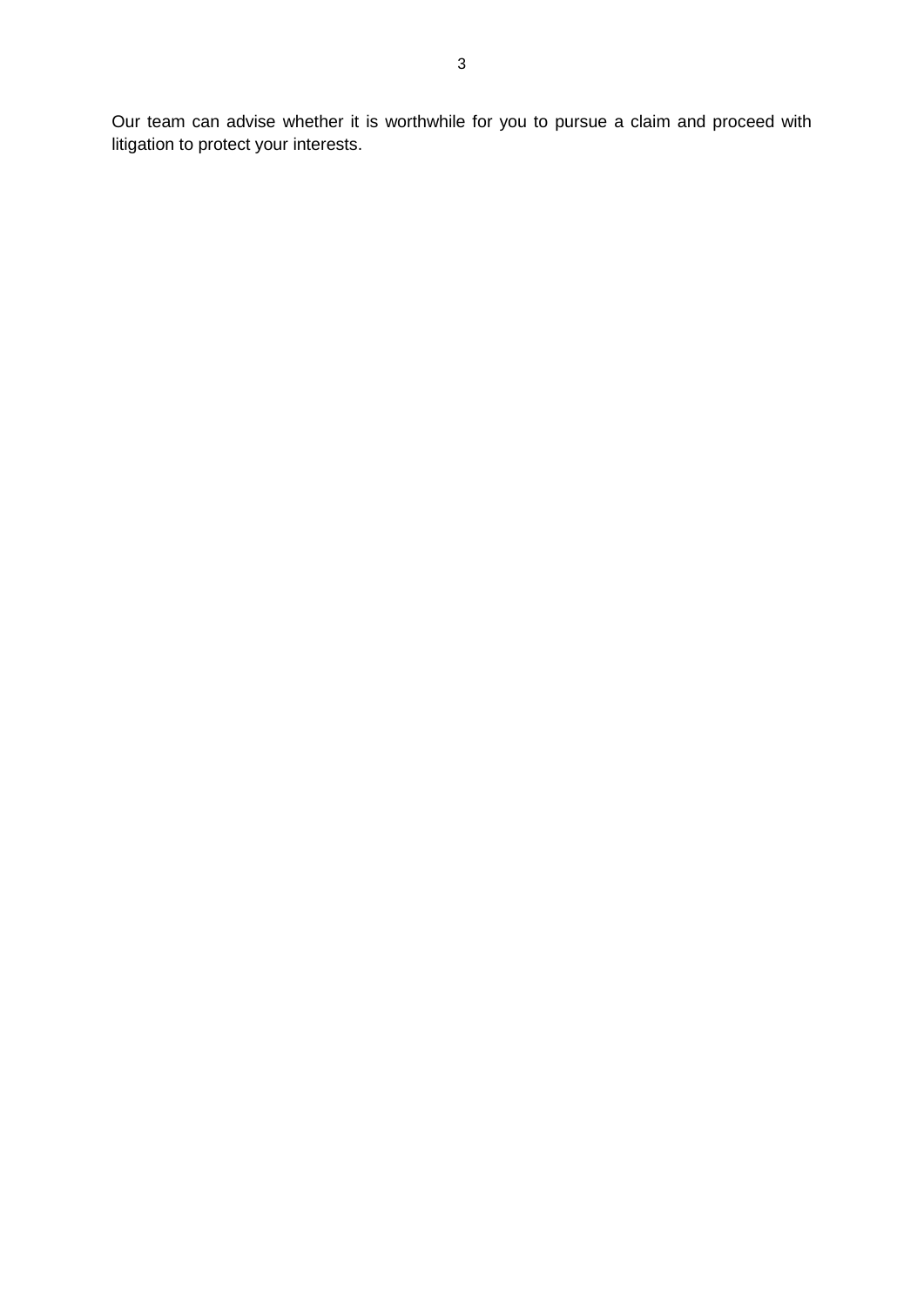Our team can advise whether it is worthwhile for you to pursue a claim and proceed with litigation to protect your interests.